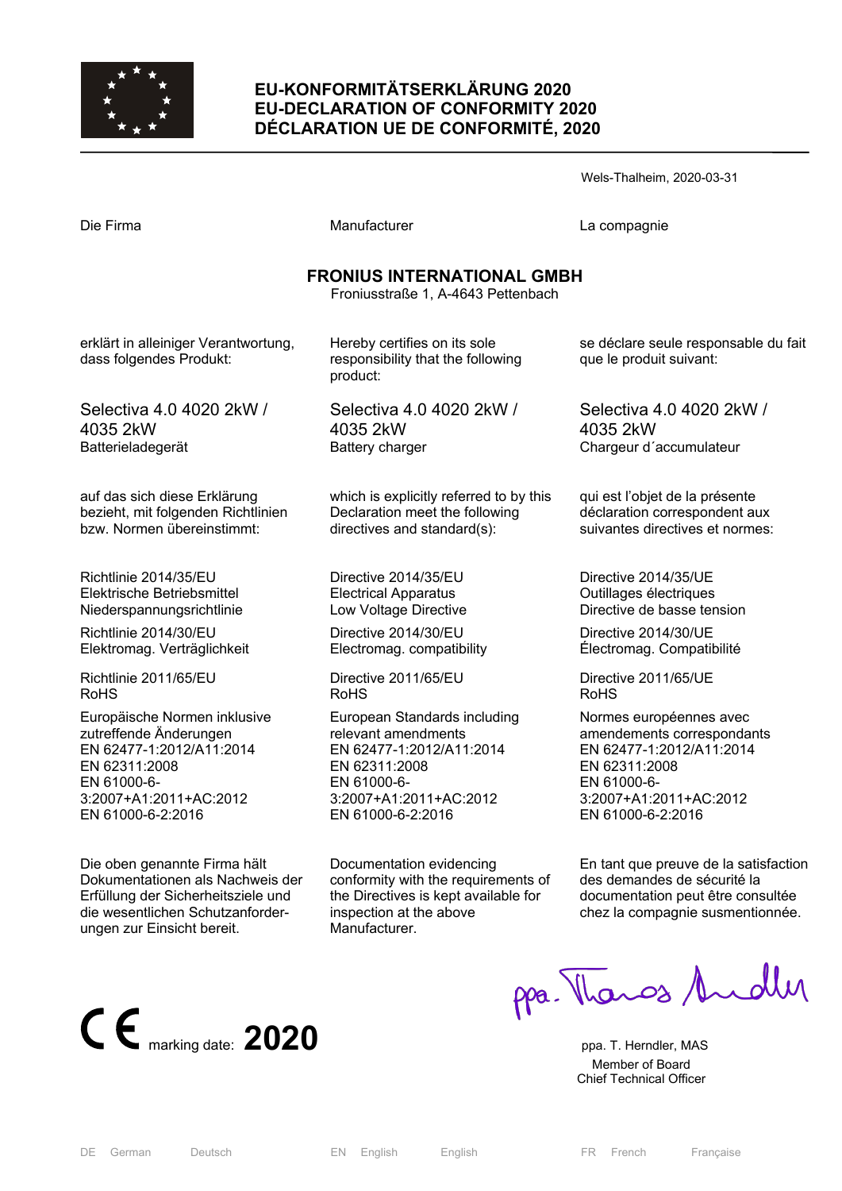# EU-KONFORMITÄTSERKLÄRUNG 2020
# EU-DECLARATION OF CONFORMITY 2020
# DÉCLARATION UE DE CONFORMITÉ, 2020

Wels-Thalheim, 2020-03-31

| Die Firma | Manufacturer | La compagnie |
|---|---|---|

**FRONIUS INTERNATIONAL GMBH**
Froniusstraße 1, A-4643 Pettenbach

| | | |
|---|---|---|
| erklärt in alleiniger Verantwortung, dass folgendes Produkt: | Hereby certifies on its sole responsibility that the following product: | se déclare seule responsable du fait que le produit suivant: |
| Selectiva 4.0 4020 2kW / 4035 2kW<br>Batterieladegerät | Selectiva 4.0 4020 2kW / 4035 2kW<br>Battery charger | Selectiva 4.0 4020 2kW / 4035 2kW<br>Chargeur d´accumulateur |
| auf das sich diese Erklärung bezieht, mit folgenden Richtlinien bzw. Normen übereinstimmt: | which is explicitly referred to by this Declaration meet the following directives and standard(s): | qui est l'objet de la présente déclaration correspondent aux suivantes directives et normes: |
| Richtlinie 2014/35/EU<br>Elektrische Betriebsmittel<br>Niederspannungsrichtlinie | Directive 2014/35/EU<br>Electrical Apparatus<br>Low Voltage Directive | Directive 2014/35/UE<br>Outillages électriques<br>Directive de basse tension |
| Richtlinie 2014/30/EU<br>Elektromag. Verträglichkeit | Directive 2014/30/EU<br>Electromag. compatibility | Directive 2014/30/UE<br>Électromag. Compatibilité |
| Richtlinie 2011/65/EU<br>RoHS | Directive 2011/65/EU<br>RoHS | Directive 2011/65/UE<br>RoHS |
| Europäische Normen inklusive zutreffende Änderungen<br>EN 62477-1:2012/A11:2014<br>EN 62311:2008<br>EN 61000-6-3:2007+A1:2011+AC:2012<br>EN 61000-6-2:2016 | European Standards including relevant amendments<br>EN 62477-1:2012/A11:2014<br>EN 62311:2008<br>EN 61000-6-3:2007+A1:2011+AC:2012<br>EN 61000-6-2:2016 | Normes européennes avec amendements correspondants<br>EN 62477-1:2012/A11:2014<br>EN 62311:2008<br>EN 61000-6-3:2007+A1:2011+AC:2012<br>EN 61000-6-2:2016 |
| Die oben genannte Firma hält Dokumentationen als Nachweis der Erfüllung der Sicherheitsziele und die wesentlichen Schutzanforderungen zur Einsicht bereit. | Documentation evidencing conformity with the requirements of the Directives is kept available for inspection at the above Manufacturer. | En tant que preuve de la satisfaction des demandes de sécurité la documentation peut être consultée chez la compagnie susmentionnée. |

CE marking date: **2020**

ppa. T. Herndler, MAS
Member of Board
Chief Technical Officer

DE German Deutsch | EN English English | FR French Française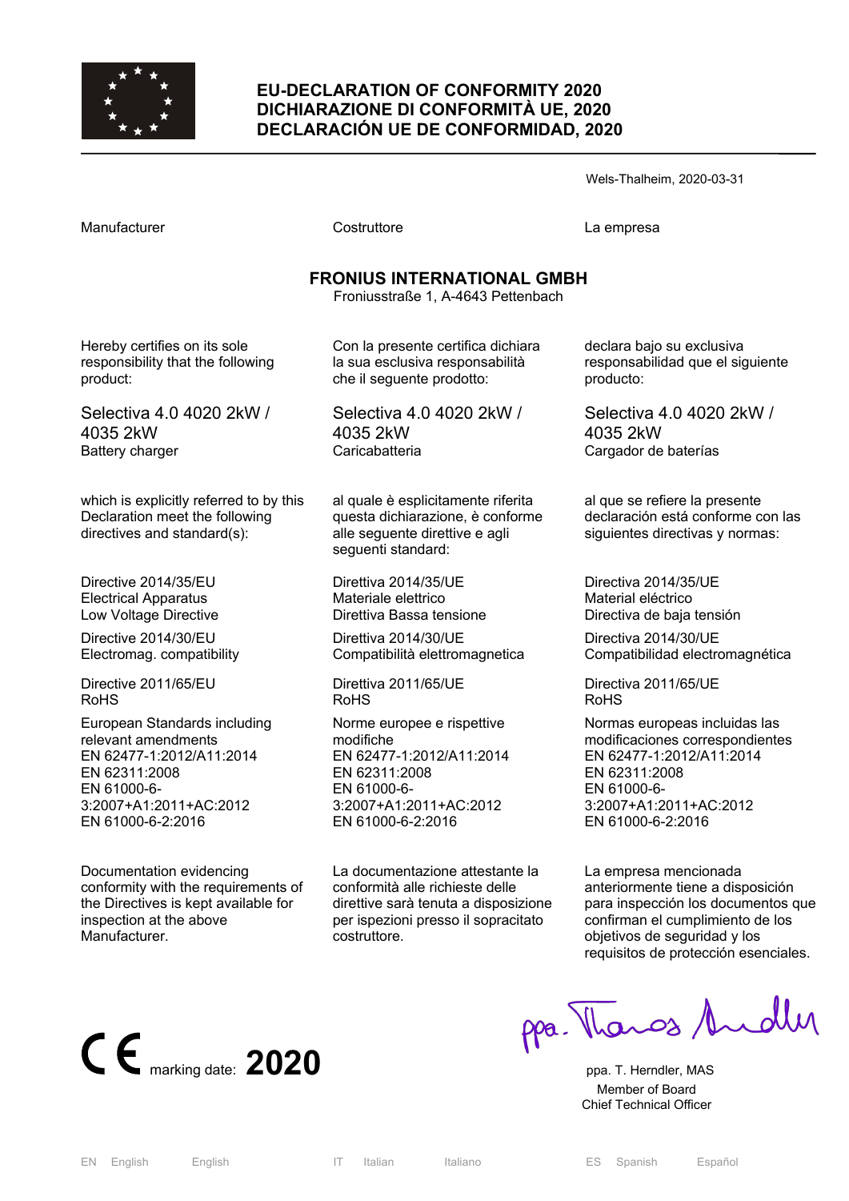# EU-DECLARATION OF CONFORMITY 2020
# DICHIARAZIONE DI CONFORMITÀ UE, 2020
# DECLARACIÓN UE DE CONFORMIDAD, 2020

Wels-Thalheim, 2020-03-31

| Manufacturer | Costruttore | La empresa |
|---|---|---|

**FRONIUS INTERNATIONAL GMBH**
Froniusstraße 1, A-4643 Pettenbach

| | | |
|---|---|---|
| Hereby certifies on its sole responsibility that the following product: | Con la presente certifica dichiara la sua esclusiva responsabilità che il seguente prodotto: | declara bajo su exclusiva responsabilidad que el siguiente producto: |
| Selectiva 4.0 4020 2kW / 4035 2kW<br>Battery charger | Selectiva 4.0 4020 2kW / 4035 2kW<br>Caricabatteria | Selectiva 4.0 4020 2kW / 4035 2kW<br>Cargador de baterías |
| which is explicitly referred to by this Declaration meet the following directives and standard(s): | al quale è esplicitamente riferita questa dichiarazione, è conforme alle seguente direttive e agli seguenti standard: | al que se refiere la presente declaración está conforme con las siguientes directivas y normas: |
| Directive 2014/35/EU<br>Electrical Apparatus<br>Low Voltage Directive | Direttiva 2014/35/UE<br>Materiale elettrico<br>Direttiva Bassa tensione | Directiva 2014/35/UE<br>Material eléctrico<br>Directiva de baja tensión |
| Directive 2014/30/EU<br>Electromag. compatibility | Direttiva 2014/30/UE<br>Compatibilità elettromagnetica | Directiva 2014/30/UE<br>Compatibilidad electromagnética |
| Directive 2011/65/EU<br>RoHS | Direttiva 2011/65/UE<br>RoHS | Directiva 2011/65/UE<br>RoHS |
| European Standards including relevant amendments<br>EN 62477-1:2012/A11:2014<br>EN 62311:2008<br>EN 61000-6-3:2007+A1:2011+AC:2012<br>EN 61000-6-2:2016 | Norme europee e rispettive modifiche<br>EN 62477-1:2012/A11:2014<br>EN 62311:2008<br>EN 61000-6-3:2007+A1:2011+AC:2012<br>EN 61000-6-2:2016 | Normas europeas incluidas las modificaciones correspondientes<br>EN 62477-1:2012/A11:2014<br>EN 62311:2008<br>EN 61000-6-3:2007+A1:2011+AC:2012<br>EN 61000-6-2:2016 |
| Documentation evidencing conformity with the requirements of the Directives is kept available for inspection at the above Manufacturer. | La documentazione attestante la conformità alle richieste delle direttive sarà tenuta a disposizione per ispezioni presso il sopracitato costruttore. | La empresa mencionada anteriormente tiene a disposición para inspección los documentos que confirman el cumplimiento de los objetivos de seguridad y los requisitos de protección esenciales. |

CE marking date: **2020**

ppa. Thomas Herndler

ppa. T. Herndler, MAS
Member of Board
Chief Technical Officer

EN English English IT Italian Italiano ES Spanish Español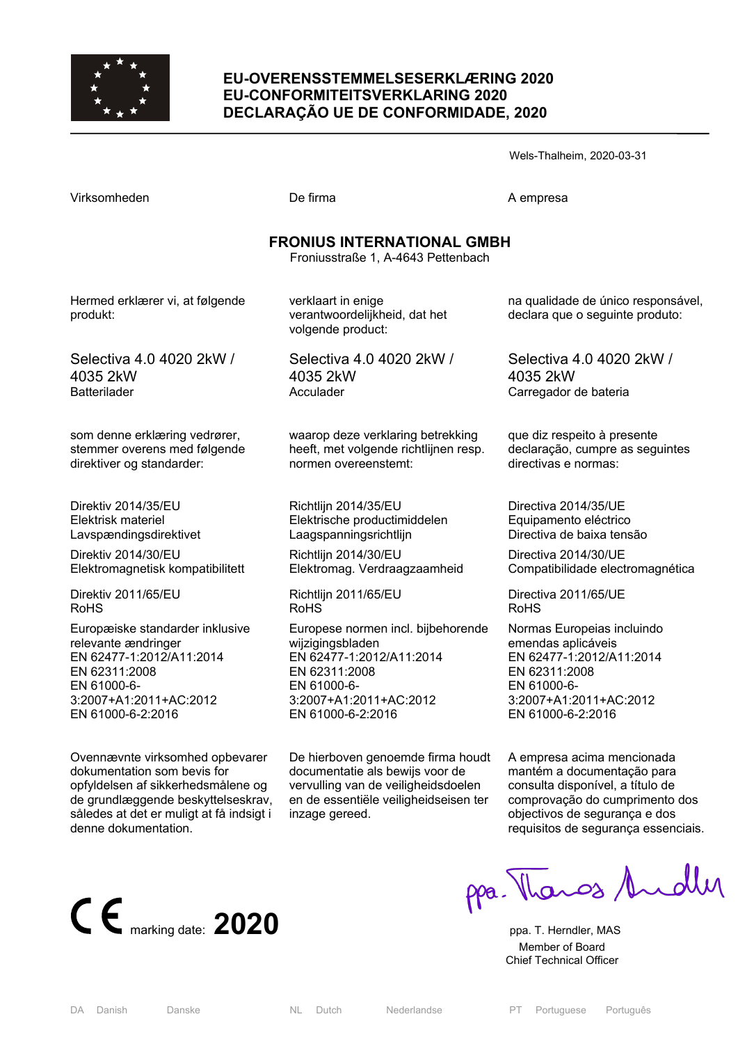# EU-OVERENSSTEMMELSESERKLÆRING 2020
# EU-CONFORMITEITSVERKLARING 2020
# DECLARAÇÃO UE DE CONFORMIDADE, 2020

Wels-Thalheim, 2020-03-31

Virksomheden

De firma

A empresa

**FRONIUS INTERNATIONAL GMBH**
Froniusstraße 1, A-4643 Pettenbach

## Danish

Hermed erklærer vi, at følgende produkt:

Selectiva 4.0 4020 2kW / 4035 2kW
Batterilader

som denne erklæring vedrører, stemmer overens med følgende direktiver og standarder:

Direktiv 2014/35/EU
Elektrisk materiel
Lavspændingsdirektivet

Direktiv 2014/30/EU
Elektromagnetisk kompatibilitett

Direktiv 2011/65/EU
RoHS

Europæiske standarder inklusive relevante ændringer
EN 62477-1:2012/A11:2014
EN 62311:2008
EN 61000-6-3:2007+A1:2011+AC:2012
EN 61000-6-2:2016

Ovennævnte virksomhed opbevarer dokumentation som bevis for opfyldelsen af sikkerhedsmålene og de grundlæggende beskyttelseskrav, således at det er muligt at få indsigt i denne dokumentation.

## Dutch

verklaart in enige verantwoordelijkheid, dat het volgende product:

Selectiva 4.0 4020 2kW / 4035 2kW
Acculader

waarop deze verklaring betrekking heeft, met volgende richtlijnen resp. normen overeenstemt:

Richtlijn 2014/35/EU
Elektrische productimiddelen
Laagspanningsrichtlijn

Richtlijn 2014/30/EU
Elektromag. Verdraagzaamheid

Richtlijn 2011/65/EU
RoHS

Europese normen incl. bijbehorende wijzigingsbladen
EN 62477-1:2012/A11:2014
EN 62311:2008
EN 61000-6-3:2007+A1:2011+AC:2012
EN 61000-6-2:2016

De hierboven genoemde firma houdt documentatie als bewijs voor de vervulling van de veiligheidsdoelen en de essentiële veiligheidseisen ter inzage gereed.

## Portuguese

na qualidade de único responsável, declara que o seguinte produto:

Selectiva 4.0 4020 2kW / 4035 2kW
Carregador de bateria

que diz respeito à presente declaração, cumpre as seguintes directivas e normas:

Directiva 2014/35/UE
Equipamento eléctrico
Directiva de baixa tensão

Directiva 2014/30/UE
Compatibilidade electromagnética

Directiva 2011/65/UE
RoHS

Normas Europeias incluindo emendas aplicáveis
EN 62477-1:2012/A11:2014
EN 62311:2008
EN 61000-6-3:2007+A1:2011+AC:2012
EN 61000-6-2:2016

A empresa acima mencionada mantém a documentação para consulta disponível, a título de comprovação do cumprimento dos objectivos de segurança e dos requisitos de segurança essenciais.

CE marking date: **2020**

ppa. T. Herndler, MAS
Member of Board
Chief Technical Officer

DA Danish Danske | NL Dutch Nederlandse | PT Portuguese Português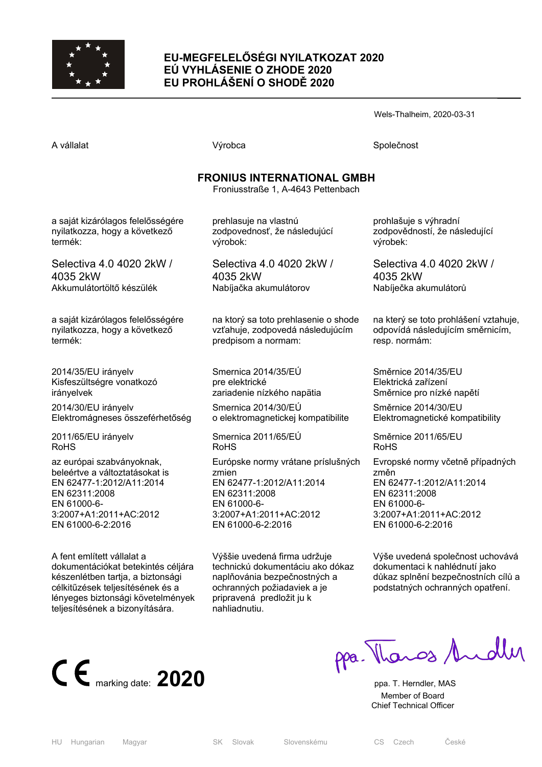# EU-MEGFELELŐSÉGI NYILATKOZAT 2020
# EÚ VYHLÁSENIE O ZHODE 2020
# EU PROHLÁŠENÍ O SHODĚ 2020

Wels-Thalheim, 2020-03-31

A vállalat

Výrobca

Společnost

**FRONIUS INTERNATIONAL GMBH**
Froniusstraße 1, A-4643 Pettenbach

a saját kizárólagos felelősségére nyilatkozza, hogy a következő termék:

Selectiva 4.0 4020 2kW / 4035 2kW
Akkumulátortöltő készülék

a saját kizárólagos felelősségére nyilatkozza, hogy a következő termék:

2014/35/EU irányelv
Kisfeszültségre vonatkozó irányelvek

2014/30/EU irányelv
Elektromágneses összeférhetőség

2011/65/EU irányelv
RoHS

az európai szabványoknak, beleértve a változtatásokat is
EN 62477-1:2012/A11:2014
EN 62311:2008
EN 61000-6-3:2007+A1:2011+AC:2012
EN 61000-6-2:2016

A fent említett vállalat a dokumentációkat betekintés céljára készenlétben tartja, a biztonsági célkitűzések teljesítésének és a lényeges biztonsági követelmények teljesítésének a bizonyítására.

prehlasuje na vlastnú zodpovednosť, že následujúcí výrobok:

Selectiva 4.0 4020 2kW / 4035 2kW
Nabíjačka akumulátorov

na ktorý sa toto prehlasenie o shode vzťahuje, zodpovedá následujúcím predpisom a normam:

Smernica 2014/35/EÚ
pre elektrické zariadenie nízkého napätia

Smernica 2014/30/EÚ
o elektromagnetickej kompatibilite

Smernica 2011/65/EÚ
RoHS

Európske normy vrátane príslušných zmien
EN 62477-1:2012/A11:2014
EN 62311:2008
EN 61000-6-3:2007+A1:2011+AC:2012
EN 61000-6-2:2016

Výššie uvedená firma udržuje technickú dokumentáciu ako dókaz naplňovánia bezpečnostných a ochranných požiadaviek a je pripravená predložit ju k nahliadnutiu.

prohlašuje s výhradní zodpovědností, že následující výrobek:

Selectiva 4.0 4020 2kW / 4035 2kW
Nabíječka akumulátorů

na který se toto prohlášení vztahuje, odpovídá následujícím směrnicím, resp. normám:

Směrnice 2014/35/EU
Elektrická zařízení
Směrnice pro nízké napětí

Směrnice 2014/30/EU
Elektromagnetické kompatibility

Směrnice 2011/65/EU
RoHS

Evropské normy včetně případných změn
EN 62477-1:2012/A11:2014
EN 62311:2008
EN 61000-6-3:2007+A1:2011+AC:2012
EN 61000-6-2:2016

Výše uvedená společnost uchovává dokumentaci k nahlédnutí jako důkaz splnění bezpečnostních cílů a podstatných ochranných opatření.

CE marking date: **2020**

ppa. T. Herndler, MAS
Member of Board
Chief Technical Officer

HU Hungarian Magyar | SK Slovak Slovenskému | CS Czech České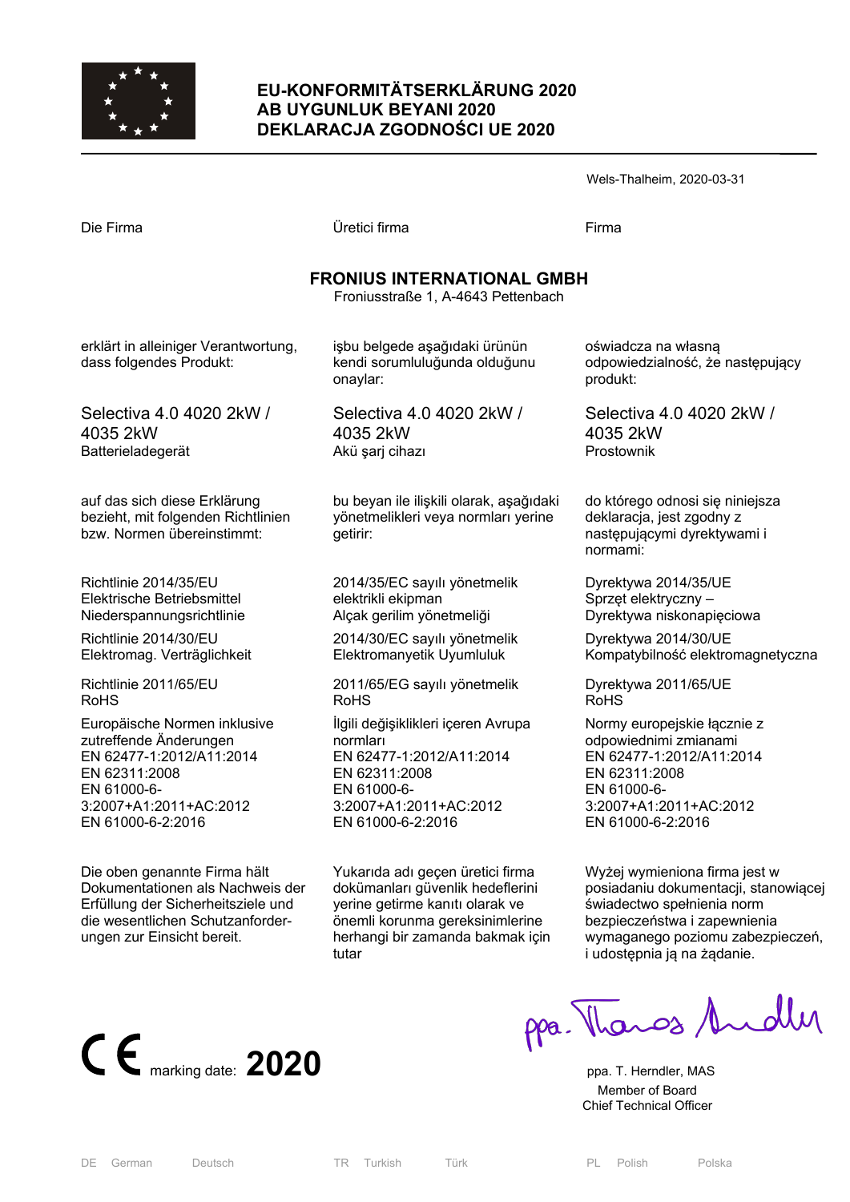# EU-KONFORMITÄTSERKLÄRUNG 2020
# AB UYGUNLUK BEYANI 2020
# DEKLARACJA ZGODNOŚCI UE 2020

Wels-Thalheim, 2020-03-31

Die Firma

**FRONIUS INTERNATIONAL GMBH**
Froniusstraße 1, A-4643 Pettenbach

erklärt in alleiniger Verantwortung, dass folgendes Produkt:

Selectiva 4.0 4020 2kW / 4035 2kW
Batterieladegerät

auf das sich diese Erklärung bezieht, mit folgenden Richtlinien bzw. Normen übereinstimmt:

Richtlinie 2014/35/EU
Elektrische Betriebsmittel Niederspannungsrichtlinie

Richtlinie 2014/30/EU
Elektromag. Verträglichkeit

Richtlinie 2011/65/EU
RoHS

Europäische Normen inklusive zutreffende Änderungen
EN 62477-1:2012/A11:2014
EN 62311:2008
EN 61000-6-3:2007+A1:2011+AC:2012
EN 61000-6-2:2016

Die oben genannte Firma hält Dokumentationen als Nachweis der Erfüllung der Sicherheitsziele und die wesentlichen Schutzanforderungen zur Einsicht bereit.

Üretici firma

**FRONIUS INTERNATIONAL GMBH**
Froniusstraße 1, A-4643 Pettenbach

işbu belgede aşağıdaki ürünün kendi sorumluluğunda olduğunu onaylar:

Selectiva 4.0 4020 2kW / 4035 2kW
Akü şarj cihazı

bu beyan ile ilişkili olarak, aşağıdaki yönetmelikleri veya normları yerine getirir:

2014/35/EC sayılı yönetmelik
elektrikli ekipman
Alçak gerilim yönetmeliği

2014/30/EC sayılı yönetmelik
Elektromanyetik Uyumluluk

2011/65/EG sayılı yönetmelik
RoHS

İlgili değişiklikleri içeren Avrupa normları
EN 62477-1:2012/A11:2014
EN 62311:2008
EN 61000-6-3:2007+A1:2011+AC:2012
EN 61000-6-2:2016

Yukarıda adı geçen üretici firma dokümanları güvenlik hedeflerini yerine getirme kanıtı olarak ve önemli korunma gereksinimlerine herhangi bir zamanda bakmak için tutar

Firma

**FRONIUS INTERNATIONAL GMBH**
Froniusstraße 1, A-4643 Pettenbach

oświadcza na własną odpowiedzialność, że następujący produkt:

Selectiva 4.0 4020 2kW / 4035 2kW
Prostownik

do którego odnosi się niniejsza deklaracja, jest zgodny z następującymi dyrektywami i normami:

Dyrektywa 2014/35/UE
Sprzęt elektryczny –
Dyrektywa niskonapięciowa

Dyrektywa 2014/30/UE
Kompatybilność elektromagnetyczna

Dyrektywa 2011/65/UE
RoHS

Normy europejskie łącznie z odpowiednimi zmianami
EN 62477-1:2012/A11:2014
EN 62311:2008
EN 61000-6-3:2007+A1:2011+AC:2012
EN 61000-6-2:2016

Wyżej wymieniona firma jest w posiadaniu dokumentacji, stanowiącej świadectwo spełnienia norm bezpieczeństwa i zapewnienia wymaganego poziomu zabezpieczeń, i udostępnia ją na żądanie.

CE marking date: **2020**

ppa. Thomas Herndler

ppa. T. Herndler, MAS
Member of Board
Chief Technical Officer

DE German Deutsch | TR Turkish Türk | PL Polish Polska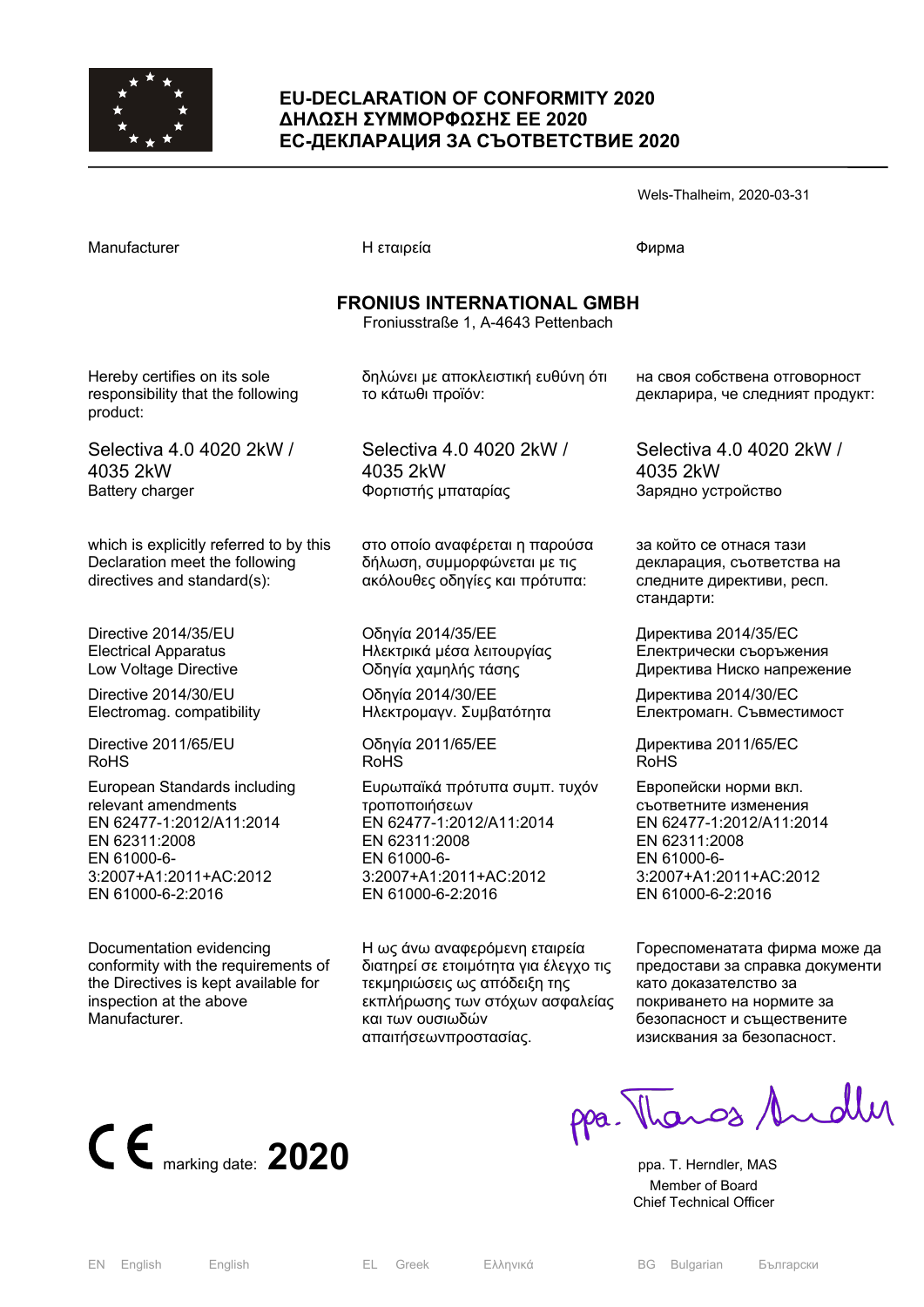# EU-DECLARATION OF CONFORMITY 2020
# ΔΗΛΩΣΗ ΣΥΜΜΟΡΦΩΣΗΣ ΕΕ 2020
# ЕС-ДЕКЛАРАЦИЯ ЗА СЪОТВЕТСТВИЕ 2020

Wels-Thalheim, 2020-03-31

| Manufacturer | Η εταιρεία | Фирма |
|---|---|---|

**FRONIUS INTERNATIONAL GMBH**
Froniusstraße 1, A-4643 Pettenbach

| | | |
|---|---|---|
| Hereby certifies on its sole responsibility that the following product: | δηλώνει με αποκλειστική ευθύνη ότι το κάτωθι προϊόν: | на своя собствена отговорност декларира, че следният продукт: |
| Selectiva 4.0 4020 2kW / 4035 2kW<br>Battery charger | Selectiva 4.0 4020 2kW / 4035 2kW<br>Φορτιστής μπαταρίας | Selectiva 4.0 4020 2kW / 4035 2kW<br>Зарядно устройство |
| which is explicitly referred to by this Declaration meet the following directives and standard(s): | στο οποίο αναφέρεται η παρούσα δήλωση, συμμορφώνεται με τις ακόλουθες οδηγίες και πρότυπα: | за който се отнася тази декларация, съответства на следните директиви, респ. стандарти: |
| Directive 2014/35/EU<br>Electrical Apparatus<br>Low Voltage Directive | Οδηγία 2014/35/ΕΕ<br>Ηλεκτρικά μέσα λειτουργίας<br>Οδηγία χαμηλής τάσης | Директива 2014/35/ЕС<br>Електрически съоръжения<br>Директива Ниско напрежение |
| Directive 2014/30/EU<br>Electromag. compatibility | Οδηγία 2014/30/ΕΕ<br>Ηλεκτρομαγν. Συμβατότητα | Директива 2014/30/ЕС<br>Електромагн. Съвместимост |
| Directive 2011/65/EU<br>RoHS | Οδηγία 2011/65/ΕΕ<br>RoHS | Директива 2011/65/ЕС<br>RoHS |
| European Standards including relevant amendments<br>EN 62477-1:2012/A11:2014<br>EN 62311:2008<br>EN 61000-6-3:2007+A1:2011+AC:2012<br>EN 61000-6-2:2016 | Ευρωπαϊκά πρότυπα συμπ. τυχόν τροποποιήσεων<br>EN 62477-1:2012/A11:2014<br>EN 62311:2008<br>EN 61000-6-3:2007+A1:2011+AC:2012<br>EN 61000-6-2:2016 | Европейски норми вкл. съответните изменения<br>EN 62477-1:2012/A11:2014<br>EN 62311:2008<br>EN 61000-6-3:2007+A1:2011+AC:2012<br>EN 61000-6-2:2016 |
| Documentation evidencing conformity with the requirements of the Directives is kept available for inspection at the above Manufacturer. | Η ως άνω αναφερόμενη εταιρεία διατηρεί σε ετοιμότητα για έλεγχο τις τεκμηριώσεις ως απόδειξη της εκπλήρωσης των στόχων ασφαλείας και των ουσιωδών απαιτήσεωνπροστασίας. | Гореспоменатата фирма може да предостави за справка документи като доказателство за покриването на нормите за безопасност и съществените изисквания за безопасност. |

CE marking date: **2020**

ppa. Thomas Herndler

ppa. T. Herndler, MAS
Member of Board
Chief Technical Officer

EN English English | EL Greek Ελληνικά | BG Bulgarian Български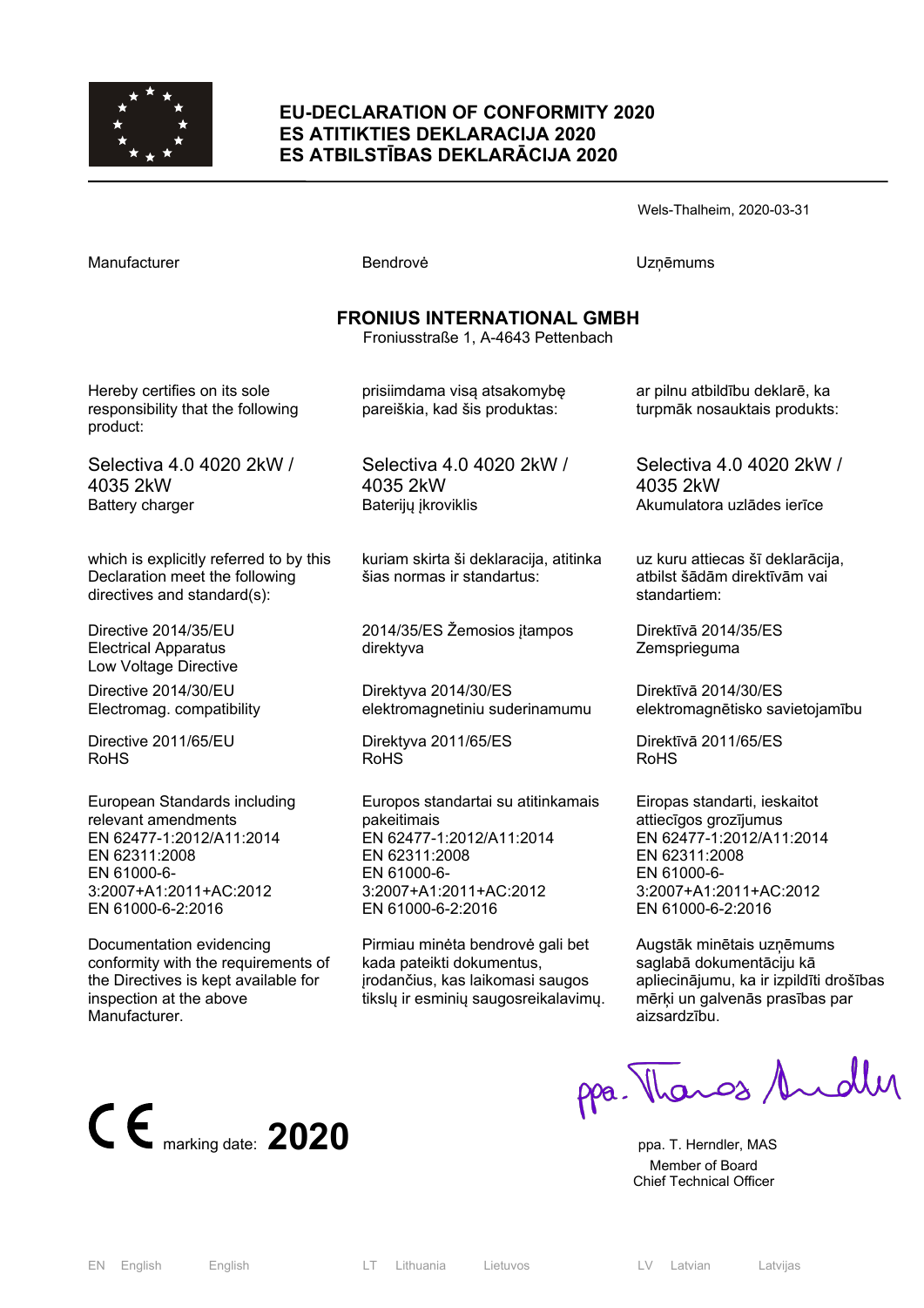# EU-DECLARATION OF CONFORMITY 2020
# ES ATITIKTIES DEKLARACIJA 2020
# ES ATBILSTĪBAS DEKLARĀCIJA 2020

Wels-Thalheim, 2020-03-31

| Manufacturer | Bendrovė | Uzņēmums |
|---|---|---|

**FRONIUS INTERNATIONAL GMBH**
Froniusstraße 1, A-4643 Pettenbach

| | | |
|---|---|---|
| Hereby certifies on its sole responsibility that the following product: | prisiimdama visą atsakomybę pareiškia, kad šis produktas: | ar pilnu atbildību deklarē, ka turpmāk nosauktais produkts: |
| Selectiva 4.0 4020 2kW / 4035 2kW<br>Battery charger | Selectiva 4.0 4020 2kW / 4035 2kW<br>Baterijų įkroviklis | Selectiva 4.0 4020 2kW / 4035 2kW<br>Akumulatora uzlādes ierīce |
| which is explicitly referred to by this Declaration meet the following directives and standard(s): | kuriam skirta ši deklaracija, atitinka šias normas ir standartus: | uz kuru attiecas šī deklarācija, atbilst šādām direktīvām vai standartiem: |
| Directive 2014/35/EU<br>Electrical Apparatus<br>Low Voltage Directive | 2014/35/ES Žemosios įtampos direktyva | Direktīvā 2014/35/ES<br>Zemsprieguma |
| Directive 2014/30/EU<br>Electromag. compatibility | Direktyva 2014/30/ES<br>elektromagnetiniu suderinamumu | Direktīvā 2014/30/ES<br>elektromagnētisko savietojamību |
| Directive 2011/65/EU<br>RoHS | Direktyva 2011/65/ES<br>RoHS | Direktīvā 2011/65/ES<br>RoHS |
| European Standards including relevant amendments<br>EN 62477-1:2012/A11:2014<br>EN 62311:2008<br>EN 61000-6-3:2007+A1:2011+AC:2012<br>EN 61000-6-2:2016 | Europos standartai su atitinkamais pakeitimais<br>EN 62477-1:2012/A11:2014<br>EN 62311:2008<br>EN 61000-6-3:2007+A1:2011+AC:2012<br>EN 61000-6-2:2016 | Eiropas standarti, ieskaitot attiecīgos grozījumus<br>EN 62477-1:2012/A11:2014<br>EN 62311:2008<br>EN 61000-6-3:2007+A1:2011+AC:2012<br>EN 61000-6-2:2016 |
| Documentation evidencing conformity with the requirements of the Directives is kept available for inspection at the above Manufacturer. | Pirmiau minėta bendrovė gali bet kada pateikti dokumentus, įrodančius, kas laikomasi saugos tikslų ir esminių saugosreikalavimų. | Augstāk minētais uzņēmums saglabā dokumentāciju kā apliecinājumu, ka ir izpildīti drošības mērķi un galvenās prasības par aizsardzību. |

CE marking date: **2020**

ppa. Thomas Herndler

ppa. T. Herndler, MAS
Member of Board
Chief Technical Officer

EN English English | LT Lithuania Lietuvos | LV Latvian Latvijas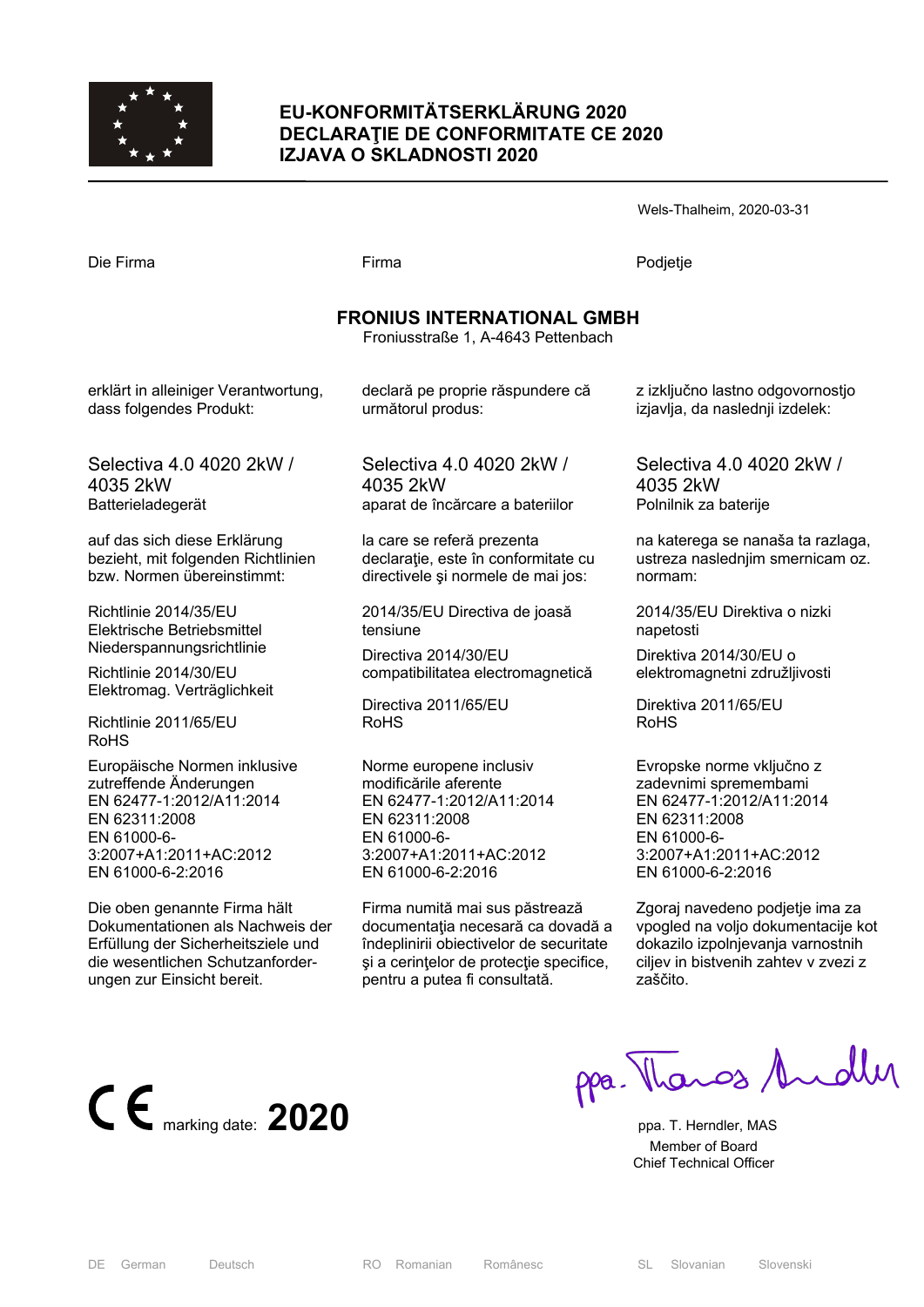# EU-KONFORMITÄTSERKLÄRUNG 2020
# DECLARAŢIE DE CONFORMITATE CE 2020
# IZJAVA O SKLADNOSTI 2020

Wels-Thalheim, 2020-03-31

Die Firma

**FRONIUS INTERNATIONAL GMBH**
Froniusstraße 1, A-4643 Pettenbach

erklärt in alleiniger Verantwortung, dass folgendes Produkt:

Selectiva 4.0 4020 2kW / 4035 2kW
Batterieladegerät

auf das sich diese Erklärung bezieht, mit folgenden Richtlinien bzw. Normen übereinstimmt:

Richtlinie 2014/35/EU
Elektrische Betriebsmittel Niederspannungsrichtlinie

Richtlinie 2014/30/EU
Elektromag. Verträglichkeit

Richtlinie 2011/65/EU
RoHS

Europäische Normen inklusive zutreffende Änderungen
EN 62477-1:2012/A11:2014
EN 62311:2008
EN 61000-6-3:2007+A1:2011+AC:2012
EN 61000-6-2:2016

Die oben genannte Firma hält Dokumentationen als Nachweis der Erfüllung der Sicherheitsziele und die wesentlichen Schutzanforderungen zur Einsicht bereit.

---

Firma

**FRONIUS INTERNATIONAL GMBH**
Froniusstraße 1, A-4643 Pettenbach

declară pe proprie răspundere că următorul produs:

Selectiva 4.0 4020 2kW / 4035 2kW
aparat de încărcare a bateriilor

la care se referă prezenta declaraţie, este în conformitate cu directivele şi normele de mai jos:

2014/35/EU Directiva de joasă tensiune

Directiva 2014/30/EU compatibilitatea electromagnetică

Directiva 2011/65/EU
RoHS

Norme europene inclusiv modificările aferente
EN 62477-1:2012/A11:2014
EN 62311:2008
EN 61000-6-3:2007+A1:2011+AC:2012
EN 61000-6-2:2016

Firma numită mai sus păstrează documentaţia necesară ca dovadă a îndeplinirii obiectivelor de securitate şi a cerinţelor de protecţie specifice, pentru a putea fi consultată.

---

Podjetje

**FRONIUS INTERNATIONAL GMBH**
Froniusstraße 1, A-4643 Pettenbach

z izključno lastno odgovornostjo izjavlja, da naslednji izdelek:

Selectiva 4.0 4020 2kW / 4035 2kW
Polnilnik za baterije

na katerega se nanaša ta razlaga, ustreza naslednjim smernicam oz. normam:

2014/35/EU Direktiva o nizki napetosti

Direktiva 2014/30/EU o elektromagnetni združljivosti

Direktiva 2011/65/EU
RoHS

Evropske norme vključno z zadevnimi spremembami
EN 62477-1:2012/A11:2014
EN 62311:2008
EN 61000-6-3:2007+A1:2011+AC:2012
EN 61000-6-2:2016

Zgoraj navedeno podjetje ima za vpogled na voljo dokumentacije kot dokazilo izpolnjevanja varnostnih ciljev in bistvenih zahtev v zvezi z zaščito.

---

CE marking date: **2020**

ppa. T. Herndler, MAS
Member of Board
Chief Technical Officer

DE German Deutsch | RO Romanian Românesc | SL Slovanian Slovenski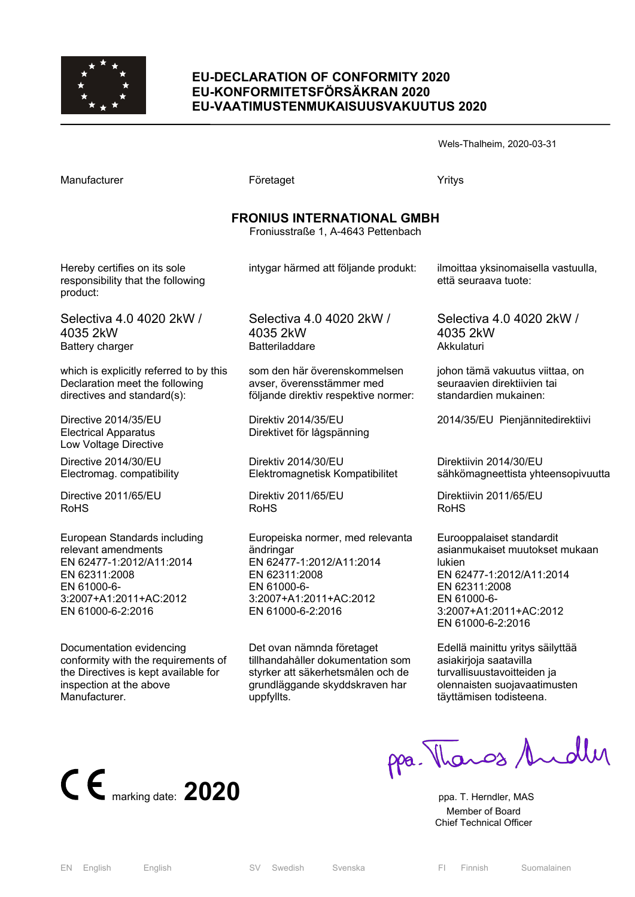# EU-DECLARATION OF CONFORMITY 2020
# EU-KONFORMITETSFÖRSÄKRAN 2020
# EU-VAATIMUSTENMUKAISUUSVAKUUTUS 2020

Wels-Thalheim, 2020-03-31

| Manufacturer | Företaget | Yritys |
|---|---|---|

**FRONIUS INTERNATIONAL GMBH**
Froniusstraße 1, A-4643 Pettenbach

| | | |
|---|---|---|
| Hereby certifies on its sole responsibility that the following product: | intygar härmed att följande produkt: | ilmoittaa yksinomaisella vastuulla, että seuraava tuote: |
| Selectiva 4.0 4020 2kW / 4035 2kW<br>Battery charger | Selectiva 4.0 4020 2kW / 4035 2kW<br>Batteriladdare | Selectiva 4.0 4020 2kW / 4035 2kW<br>Akkulaturi |
| which is explicitly referred to by this Declaration meet the following directives and standard(s): | som den här överenskommelsen avser, överensstämmer med följande direktiv respektive normer: | johon tämä vakuutus viittaa, on seuraavien direktiivien tai standardien mukainen: |
| Directive 2014/35/EU<br>Electrical Apparatus<br>Low Voltage Directive | Direktiv 2014/35/EU<br>Direktivet för lågspänning | 2014/35/EU Pienjännitedirektiivi |
| Directive 2014/30/EU<br>Electromag. compatibility | Direktiv 2014/30/EU<br>Elektromagnetisk Kompatibilitet | Direktiivin 2014/30/EU<br>sähkömagneettista yhteensopivuutta |
| Directive 2011/65/EU<br>RoHS | Direktiv 2011/65/EU<br>RoHS | Direktiivin 2011/65/EU<br>RoHS |
| European Standards including relevant amendments<br>EN 62477-1:2012/A11:2014<br>EN 62311:2008<br>EN 61000-6-3:2007+A1:2011+AC:2012<br>EN 61000-6-2:2016 | Europeiska normer, med relevanta ändringar<br>EN 62477-1:2012/A11:2014<br>EN 62311:2008<br>EN 61000-6-3:2007+A1:2011+AC:2012<br>EN 61000-6-2:2016 | Eurooppalaiset standardit asianmukaiset muutokset mukaan lukien<br>EN 62477-1:2012/A11:2014<br>EN 62311:2008<br>EN 61000-6-3:2007+A1:2011+AC:2012<br>EN 61000-6-2:2016 |
| Documentation evidencing conformity with the requirements of the Directives is kept available for inspection at the above Manufacturer. | Det ovan nämnda företaget tillhandahåller dokumentation som styrker att säkerhetsmålen och de grundläggande skyddskraven har uppfyllts. | Edellä mainittu yritys säilyttää asiakirjoja saatavilla turvallisuustavoitteiden ja olennaisten suojavaatimusten täyttämisen todisteena. |

CE marking date: **2020**

ppa. T. Herndler, MAS
Member of Board
Chief Technical Officer

EN English English | SV Swedish Svenska | FI Finnish Suomalainen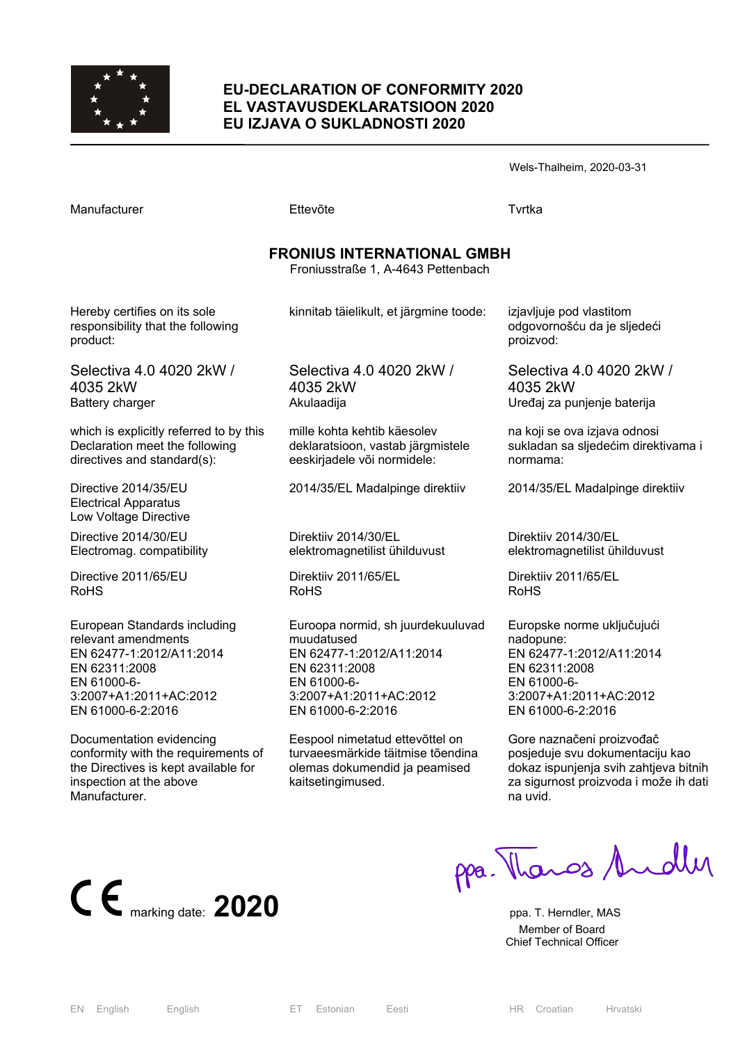# EU-DECLARATION OF CONFORMITY 2020
# EL VASTAVUSDEKLARATSIOON 2020
# EU IZJAVA O SUKLADNOSTI 2020

Wels-Thalheim, 2020-03-31

Manufacturer

**FRONIUS INTERNATIONAL GMBH**
Froniusstraße 1, A-4643 Pettenbach

Hereby certifies on its sole responsibility that the following product:

Selectiva 4.0 4020 2kW / 4035 2kW
Battery charger

which is explicitly referred to by this Declaration meet the following directives and standard(s):

Directive 2014/35/EU
Electrical Apparatus
Low Voltage Directive

Directive 2014/30/EU
Electromag. compatibility

Directive 2011/65/EU
RoHS

European Standards including relevant amendments
EN 62477-1:2012/A11:2014
EN 62311:2008
EN 61000-6-3:2007+A1:2011+AC:2012
EN 61000-6-2:2016

Documentation evidencing conformity with the requirements of the Directives is kept available for inspection at the above Manufacturer.

Ettevõte

kinnitab täielikult, et järgmine toode:

Selectiva 4.0 4020 2kW / 4035 2kW
Akulaadija

mille kohta kehtib käesolev deklaratsioon, vastab järgmistele eeskirjadele või normidele:

2014/35/EL Madalpinge direktiiv

Direktiiv 2014/30/EL
elektromagnetilist ühilduvust

Direktiiv 2011/65/EL
RoHS

Euroopa normid, sh juurdekuuluvad muudatused
EN 62477-1:2012/A11:2014
EN 62311:2008
EN 61000-6-3:2007+A1:2011+AC:2012
EN 61000-6-2:2016

Eespool nimetatud ettevõttel on turvaeesmärkide täitmise tõendina olemas dokumendid ja peamised kaitsetingimused.

Tvrtka

izjavljuje pod vlastitom odgovornošću da je sljedeći proizvod:

Selectiva 4.0 4020 2kW / 4035 2kW
Uređaj za punjenje baterija

na koji se ova izjava odnosi sukladan sa sljedećim direktivama i normama:

2014/35/EL Madalpinge direktiiv

Direktiv 2014/30/EL
elektromagnetilist ühilduvust

Direktiiv 2011/65/EL
RoHS

Europske norme uključujući nadopune:
EN 62477-1:2012/A11:2014
EN 62311:2008
EN 61000-6-3:2007+A1:2011+AC:2012
EN 61000-6-2:2016

Gore naznačeni proizvođač posjeduje svu dokumentaciju kao dokaz ispunjenja svih zahtjeva bitnih za sigurnost proizvoda i može ih dati na uvid.

CE marking date: **2020**

ppa. T. Herndler, MAS
Member of Board
Chief Technical Officer

EN English English | ET Estonian Eesti | HR Croatian Hrvatski